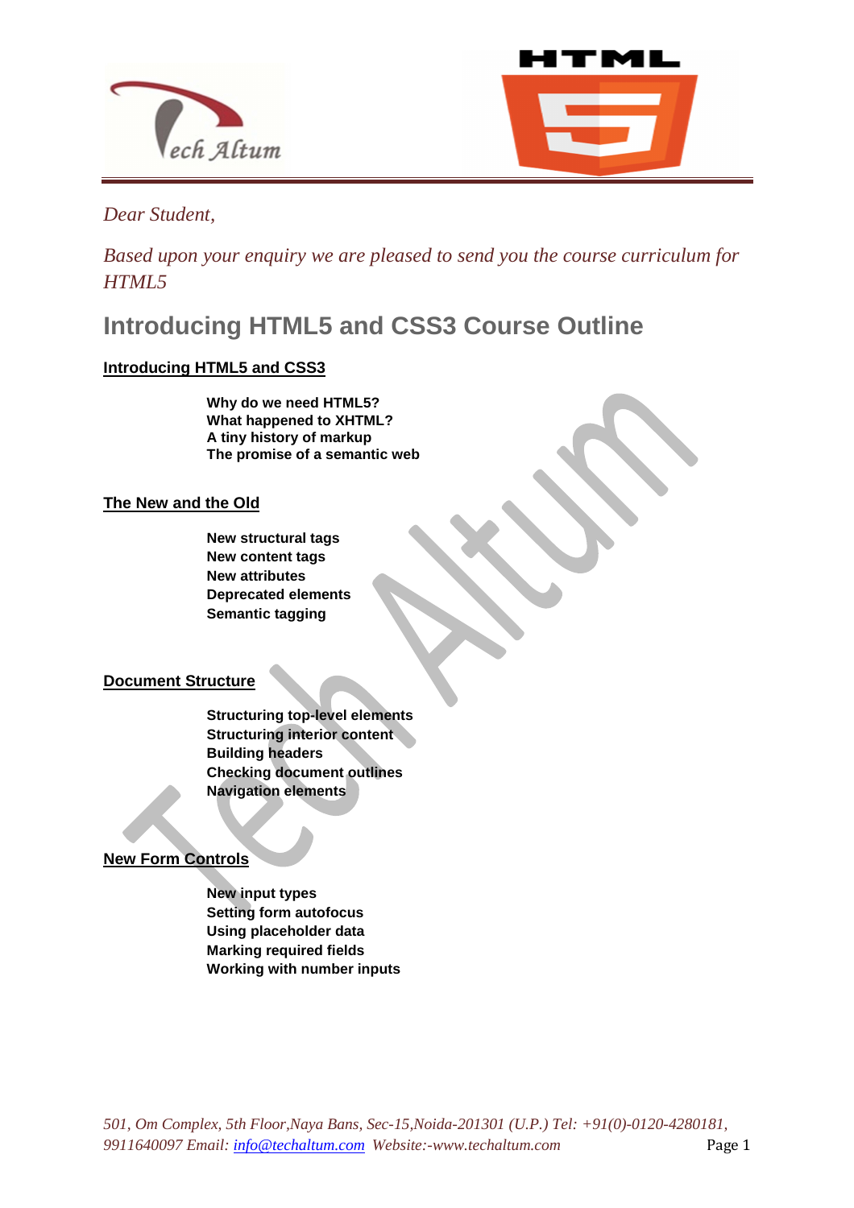*Dear Student,*

*Based upon your enquiry we are pleased to send you the course curriculum for HTML5*

# Introducing HTML5 and CSS3 Course Outline

## Introducing HTML5 and CSS3

- **Why do we need HTML5?**
- **What happened to XHTML?**
- **A tiny history of markup**
- **The promise of a semantic web**

## The New and the Old

- **New structural tags**
- **New content tags**
- **New attributes**
- **Deprecated elements**
- **Semantic tagging**

## Document Structure

- **Structuring top-level elements**
- **Structuring interior content**
- **Building headers**
- **Checking document outlines**
- **Navigation elements**

## New Form Controls

- **New input types**
- **Setting form autofocus**
- **Using placeholder data**
- **Marking required fields**
- **Working with number inputs**

*501, Om Complex, 5th Floor,Naya Bans, Sec-15,Noida-201301 (U.P.) Tel: +91(0)-0120-4280181, 9911640097 Email: info@techaltum.com Website:-www.techaltum.com*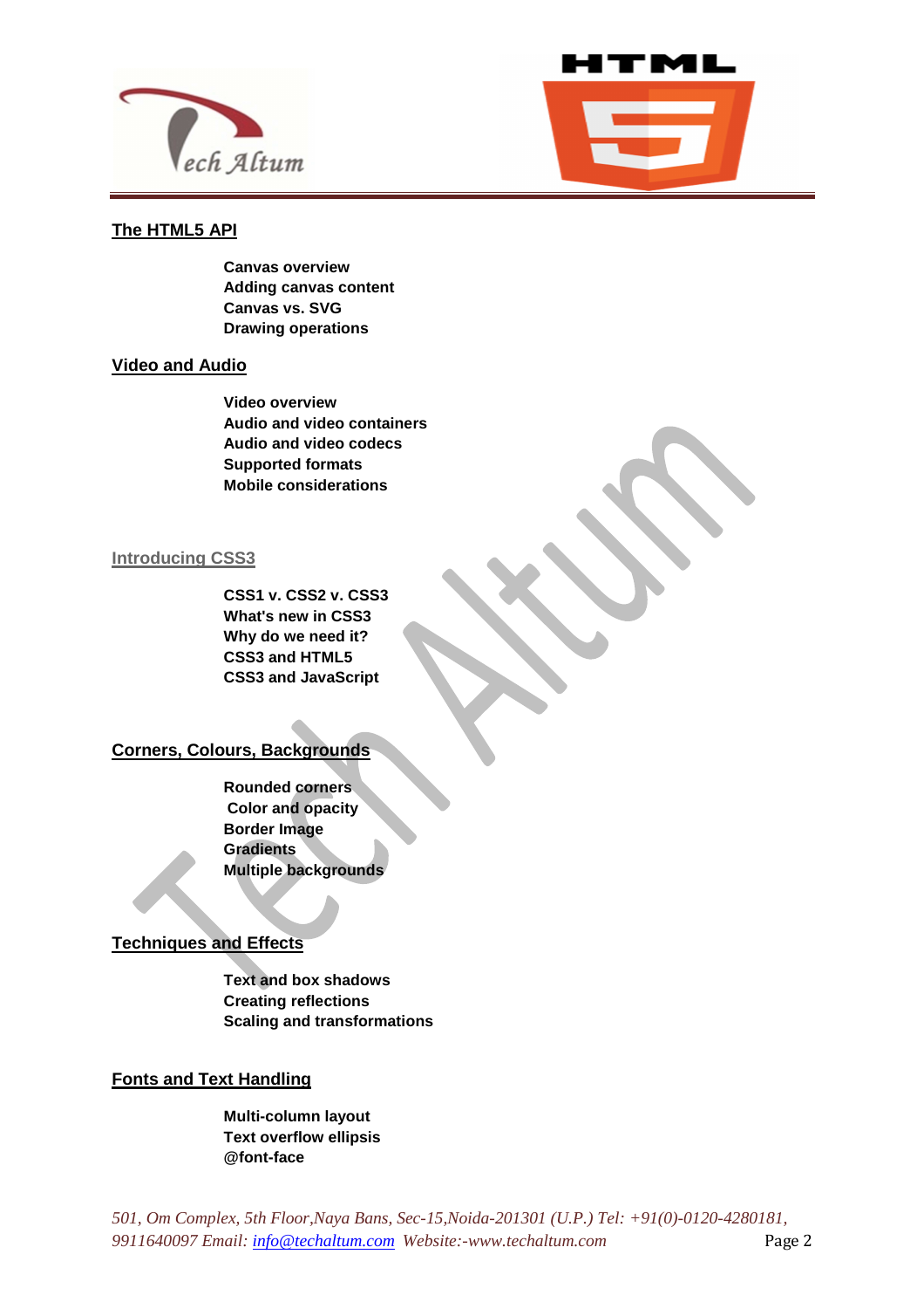## The HTML5 API

- Canvas overview
- Adding canvas content
- Canvas vs. SVG
- Drawing operations

## Video and Audio

- Video overview
- Audio and video containers
- Audio and video codecs
- Supported formats
- Mobile considerations

## Introducing CSS3

- CSS1 v. CSS2 v. CSS3
- What's new in CSS3
- Why do we need it?
- CSS3 and HTML5
- CSS3 and JavaScript

## Corners, Colours, Backgrounds

- Rounded corners
- Color and opacity
- Border Image
- Gradients
- Multiple backgrounds

## Techniques and Effects

- Text and box shadows
- Creating reflections
- Scaling and transformations

## Fonts and Text Handling

- Multi-column layout
- Text overflow ellipsis
- @font-face

*501, Om Complex, 5th Floor,Naya Bans, Sec-15,Noida-201301 (U.P.) Tel: +91(0)-0120-4280181, 9911640097 Email: info@techaltum.com Website:-www.techaltum.com*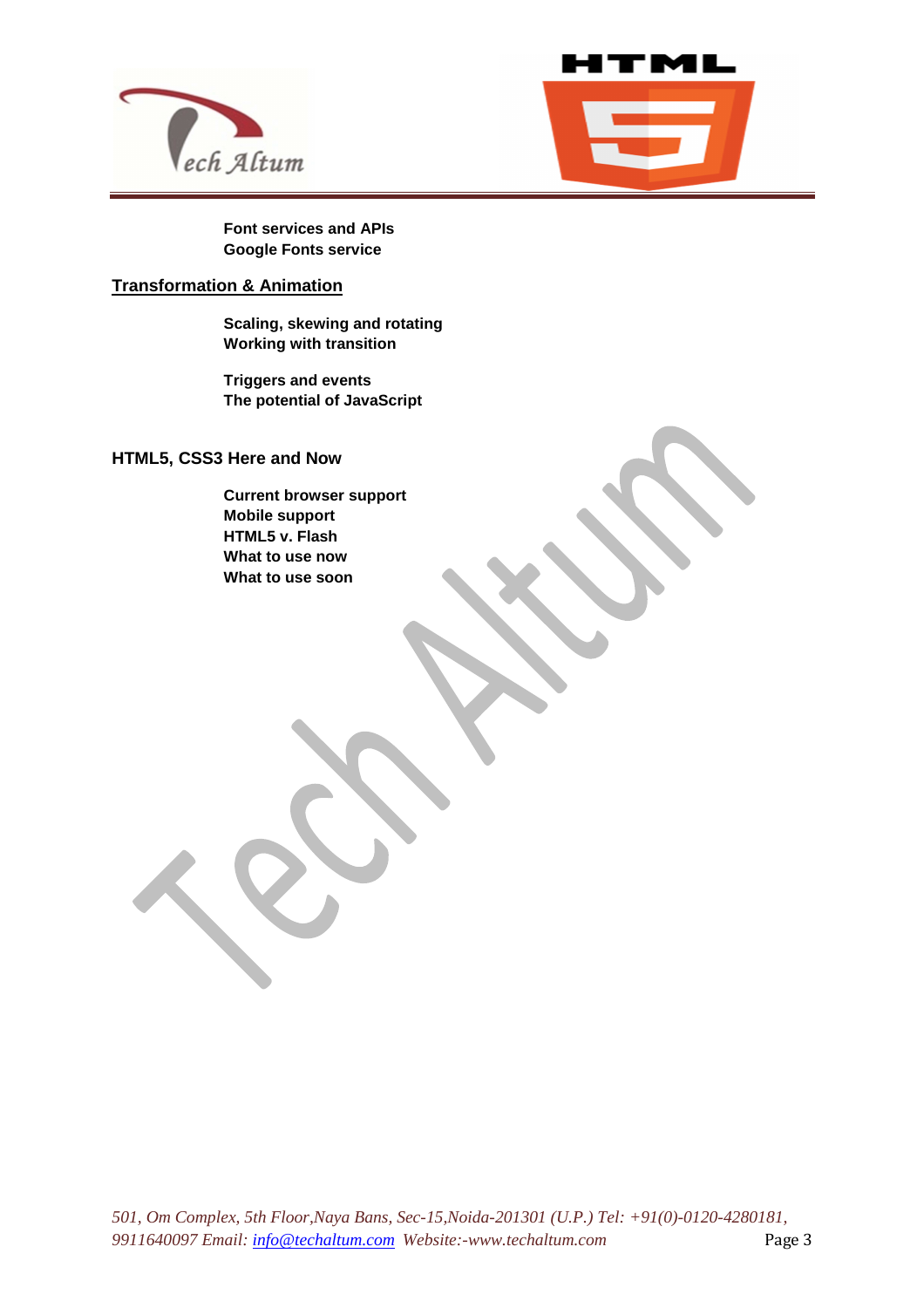**Font services and APIs**
**Google Fonts service**

## Transformation & Animation

**Scaling, skewing and rotating**
**Working with transition**

**Triggers and events**
**The potential of JavaScript**

## HTML5, CSS3 Here and Now

**Current browser support**
**Mobile support**
**HTML5 v. Flash**
**What to use now**
**What to use soon**